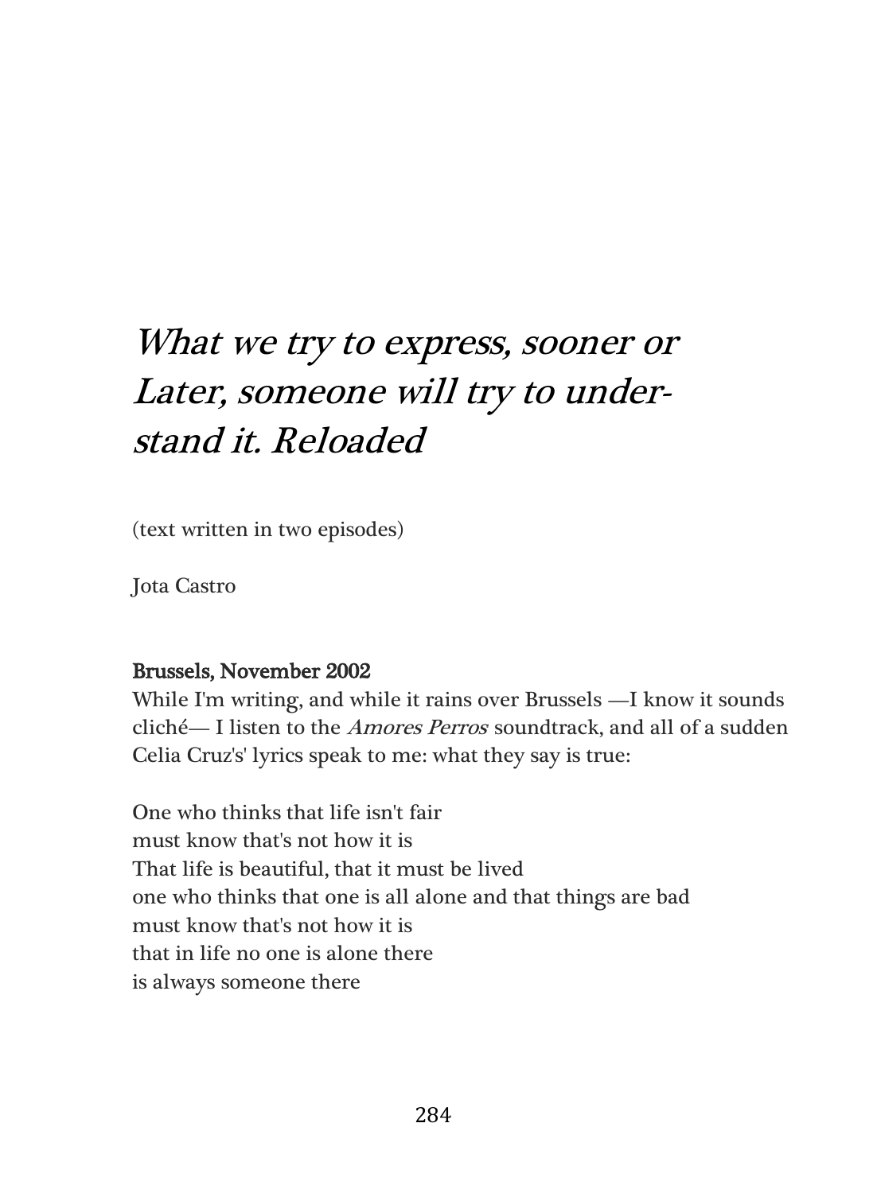# *What we try to express, sooner or Later, someone will try to understand it. Reloaded*

(text written in two episodes)

Jota Castro

**Brussels, November 2002**

While I'm writing, and while it rains over Brussels —I know it sounds cliché— I listen to the *Amores Perros* soundtrack, and all of a sudden Celia Cruz's' lyrics speak to me: what they say is true:

One who thinks that life isn't fair  
must know that's not how it is  
That life is beautiful, that it must be lived  
one who thinks that one is all alone and that things are bad  
must know that's not how it is  
that in life no one is alone there  
is always someone there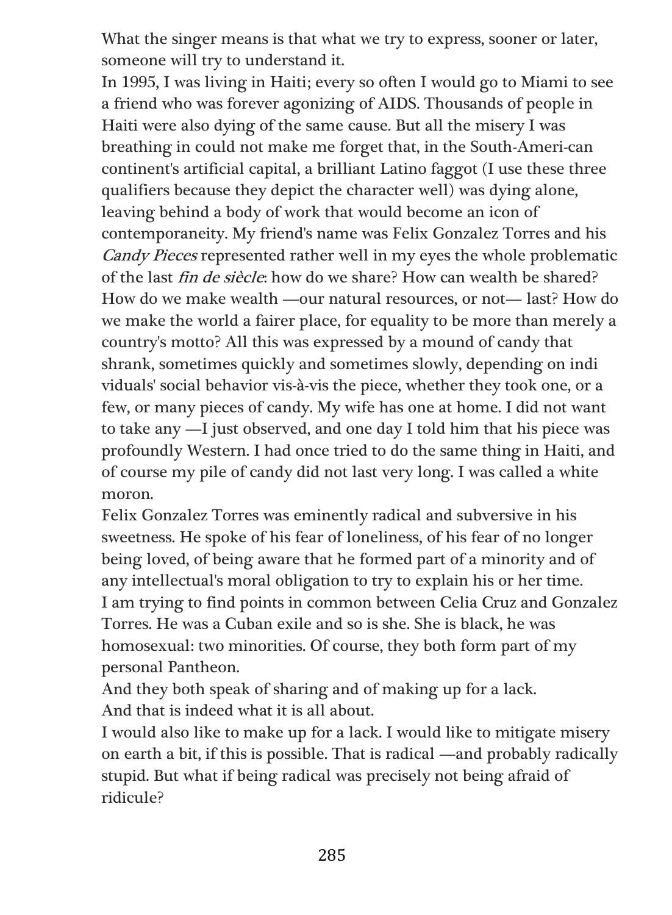What the singer means is that what we try to express, sooner or later, someone will try to understand it.

In 1995, I was living in Haiti; every so often I would go to Miami to see a friend who was forever agonizing of AIDS. Thousands of people in Haiti were also dying of the same cause. But all the misery I was breathing in could not make me forget that, in the South-Ameri-can continent's artificial capital, a brilliant Latino faggot (I use these three qualifiers because they depict the character well) was dying alone, leaving behind a body of work that would become an icon of contemporaneity. My friend's name was Felix Gonzalez Torres and his *Candy Pieces* represented rather well in my eyes the whole problematic of the last *fin de siècle*: how do we share? How can wealth be shared? How do we make wealth —our natural resources, or not— last? How do we make the world a fairer place, for equality to be more than merely a country's motto? All this was expressed by a mound of candy that shrank, sometimes quickly and sometimes slowly, depending on indi viduals' social behavior vis-à-vis the piece, whether they took one, or a few, or many pieces of candy. My wife has one at home. I did not want to take any —I just observed, and one day I told him that his piece was profoundly Western. I had once tried to do the same thing in Haiti, and of course my pile of candy did not last very long. I was called a white moron.

Felix Gonzalez Torres was eminently radical and subversive in his sweetness. He spoke of his fear of loneliness, of his fear of no longer being loved, of being aware that he formed part of a minority and of any intellectual's moral obligation to try to explain his or her time.

I am trying to find points in common between Celia Cruz and Gonzalez Torres. He was a Cuban exile and so is she. She is black, he was homosexual: two minorities. Of course, they both form part of my personal Pantheon.

And they both speak of sharing and of making up for a lack.

And that is indeed what it is all about.

I would also like to make up for a lack. I would like to mitigate misery on earth a bit, if this is possible. That is radical —and probably radically stupid. But what if being radical was precisely not being afraid of ridicule?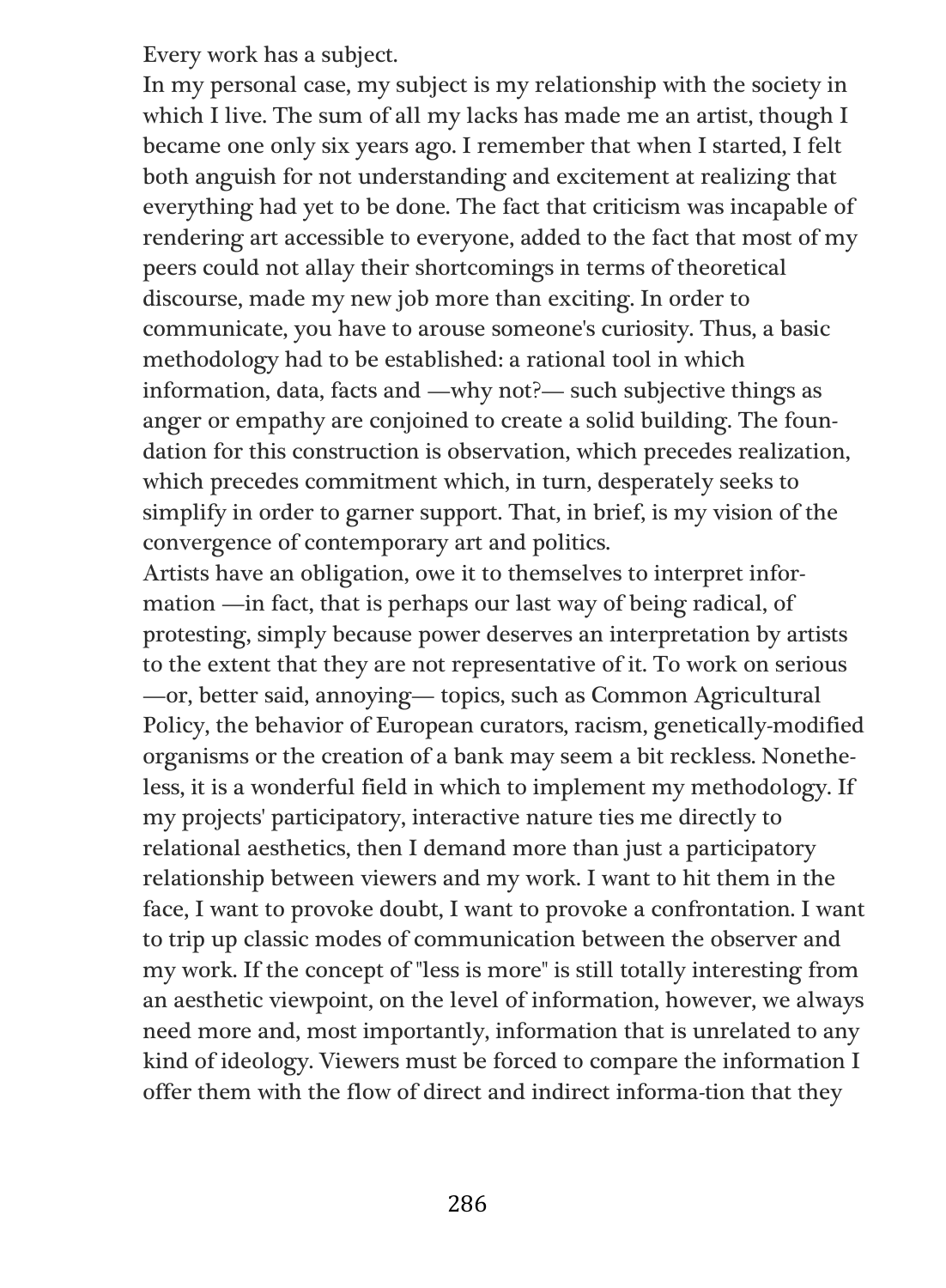Every work has a subject.

In my personal case, my subject is my relationship with the society in which I live. The sum of all my lacks has made me an artist, though I became one only six years ago. I remember that when I started, I felt both anguish for not understanding and excitement at realizing that everything had yet to be done. The fact that criticism was incapable of rendering art accessible to everyone, added to the fact that most of my peers could not allay their shortcomings in terms of theoretical discourse, made my new job more than exciting. In order to communicate, you have to arouse someone's curiosity. Thus, a basic methodology had to be established: a rational tool in which information, data, facts and —why not?— such subjective things as anger or empathy are conjoined to create a solid building. The foundation for this construction is observation, which precedes realization, which precedes commitment which, in turn, desperately seeks to simplify in order to garner support. That, in brief, is my vision of the convergence of contemporary art and politics.

Artists have an obligation, owe it to themselves to interpret information —in fact, that is perhaps our last way of being radical, of protesting, simply because power deserves an interpretation by artists to the extent that they are not representative of it. To work on serious —or, better said, annoying— topics, such as Common Agricultural Policy, the behavior of European curators, racism, genetically-modified organisms or the creation of a bank may seem a bit reckless. Nonetheless, it is a wonderful field in which to implement my methodology. If my projects' participatory, interactive nature ties me directly to relational aesthetics, then I demand more than just a participatory relationship between viewers and my work. I want to hit them in the face, I want to provoke doubt, I want to provoke a confrontation. I want to trip up classic modes of communication between the observer and my work. If the concept of "less is more" is still totally interesting from an aesthetic viewpoint, on the level of information, however, we always need more and, most importantly, information that is unrelated to any kind of ideology. Viewers must be forced to compare the information I offer them with the flow of direct and indirect information that they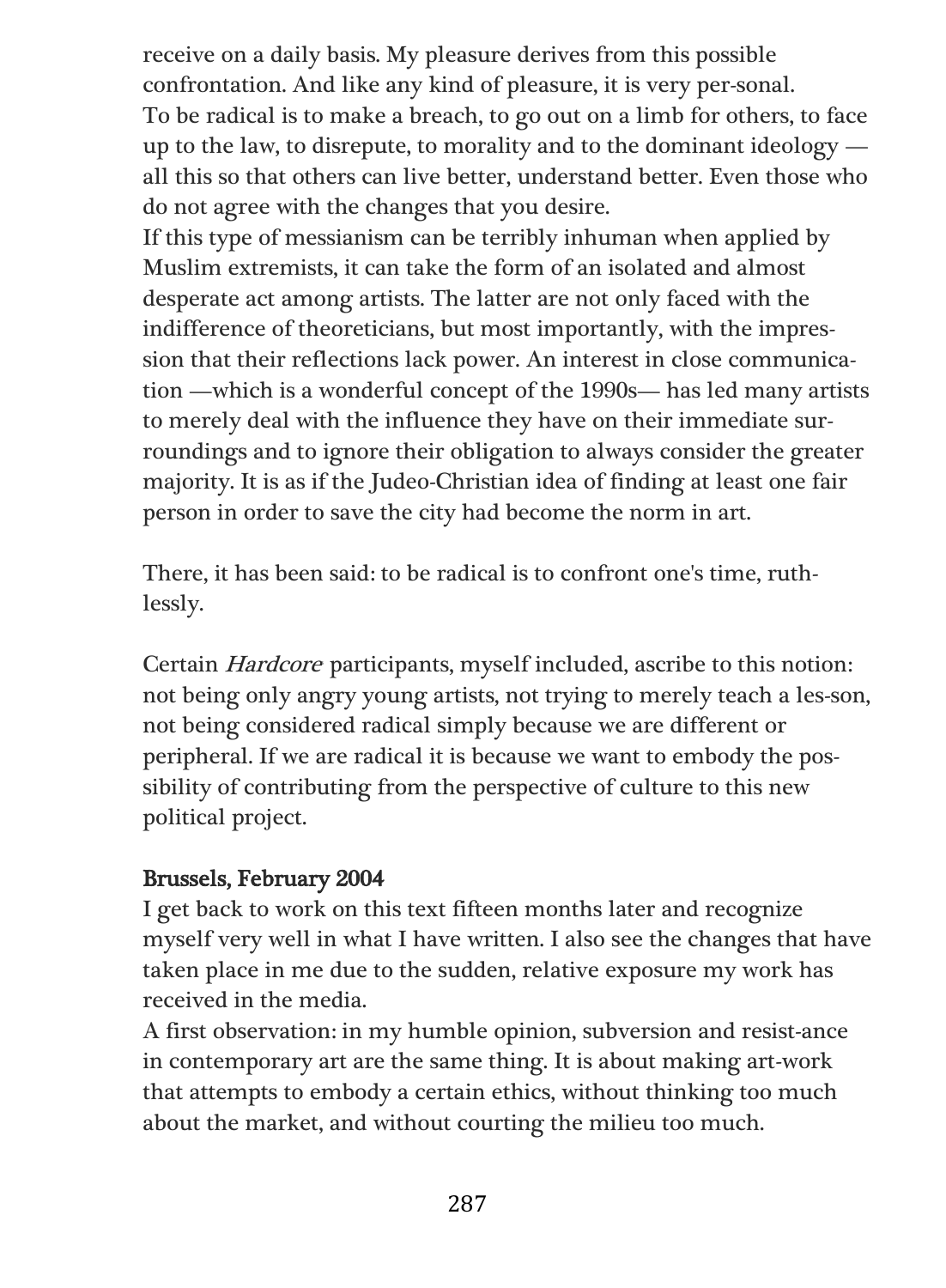receive on a daily basis. My pleasure derives from this possible confrontation. And like any kind of pleasure, it is very per-sonal.
To be radical is to make a breach, to go out on a limb for others, to face up to the law, to disrepute, to morality and to the dominant ideology — all this so that others can live better, understand better. Even those who do not agree with the changes that you desire.
If this type of messianism can be terribly inhuman when applied by Muslim extremists, it can take the form of an isolated and almost desperate act among artists. The latter are not only faced with the indifference of theoreticians, but most importantly, with the impression that their reflections lack power. An interest in close communication —which is a wonderful concept of the 1990s— has led many artists to merely deal with the influence they have on their immediate surroundings and to ignore their obligation to always consider the greater majority. It is as if the Judeo-Christian idea of finding at least one fair person in order to save the city had become the norm in art.

There, it has been said: to be radical is to confront one's time, ruthlessly.

Certain *Hardcore* participants, myself included, ascribe to this notion: not being only angry young artists, not trying to merely teach a les-son, not being considered radical simply because we are different or peripheral. If we are radical it is because we want to embody the possibility of contributing from the perspective of culture to this new political project.

**Brussels, February 2004**
I get back to work on this text fifteen months later and recognize myself very well in what I have written. I also see the changes that have taken place in me due to the sudden, relative exposure my work has received in the media.
A first observation: in my humble opinion, subversion and resist-ance in contemporary art are the same thing. It is about making art-work that attempts to embody a certain ethics, without thinking too much about the market, and without courting the milieu too much.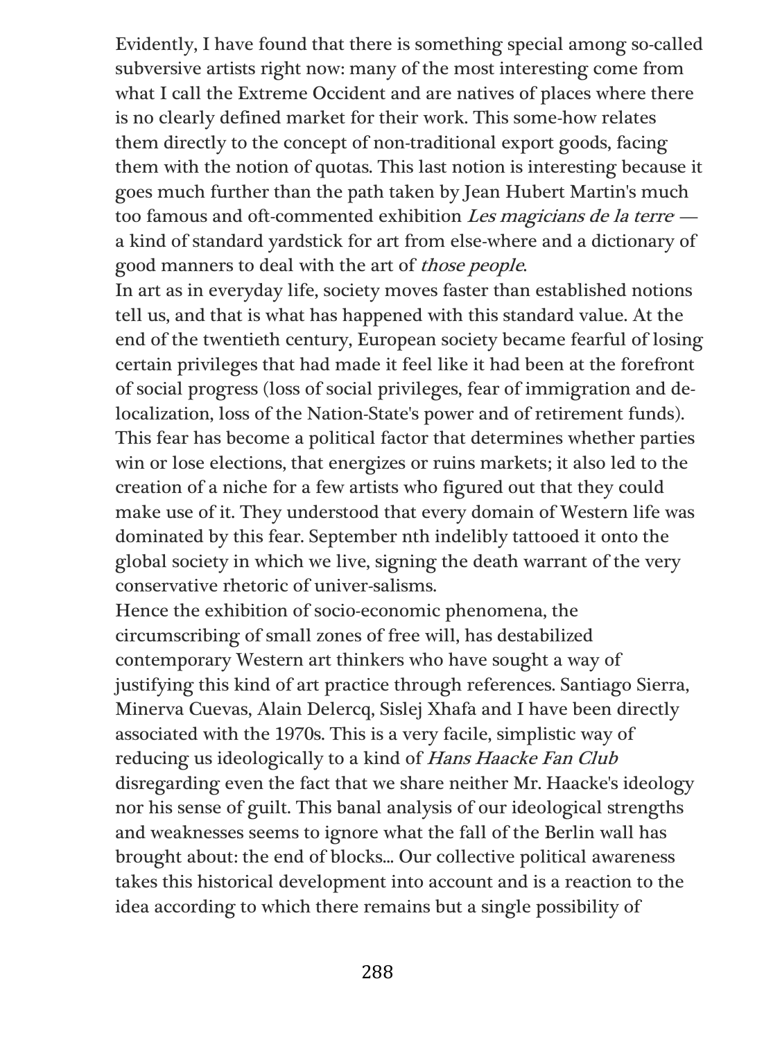Evidently, I have found that there is something special among so-called subversive artists right now: many of the most interesting come from what I call the Extreme Occident and are natives of places where there is no clearly defined market for their work. This some-how relates them directly to the concept of non-traditional export goods, facing them with the notion of quotas. This last notion is interesting because it goes much further than the path taken by Jean Hubert Martin's much too famous and oft-commented exhibition *Les magicians de la terre* — a kind of standard yardstick for art from else-where and a dictionary of good manners to deal with the art of *those people*.

In art as in everyday life, society moves faster than established notions tell us, and that is what has happened with this standard value. At the end of the twentieth century, European society became fearful of losing certain privileges that had made it feel like it had been at the forefront of social progress (loss of social privileges, fear of immigration and de-localization, loss of the Nation-State's power and of retirement funds). This fear has become a political factor that determines whether parties win or lose elections, that energizes or ruins markets; it also led to the creation of a niche for a few artists who figured out that they could make use of it. They understood that every domain of Western life was dominated by this fear. September nth indelibly tattooed it onto the global society in which we live, signing the death warrant of the very conservative rhetoric of univer-salisms.

Hence the exhibition of socio-economic phenomena, the circumscribing of small zones of free will, has destabilized contemporary Western art thinkers who have sought a way of justifying this kind of art practice through references. Santiago Sierra, Minerva Cuevas, Alain Delercq, Sislej Xhafa and I have been directly associated with the 1970s. This is a very facile, simplistic way of reducing us ideologically to a kind of *Hans Haacke Fan Club* disregarding even the fact that we share neither Mr. Haacke's ideology nor his sense of guilt. This banal analysis of our ideological strengths and weaknesses seems to ignore what the fall of the Berlin wall has brought about: the end of blocks... Our collective political awareness takes this historical development into account and is a reaction to the idea according to which there remains but a single possibility of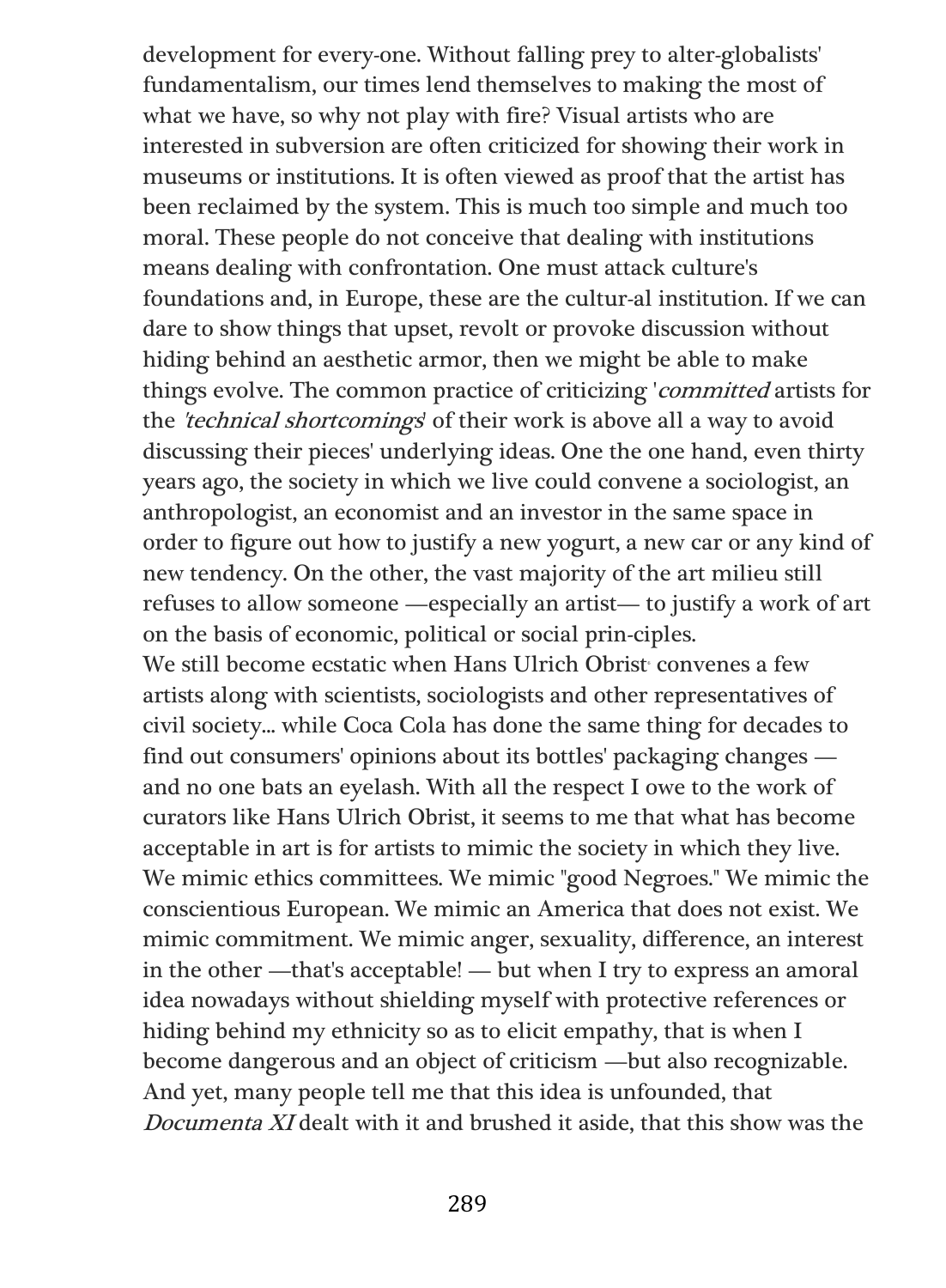development for every-one. Without falling prey to alter-globalists' fundamentalism, our times lend themselves to making the most of what we have, so why not play with fire? Visual artists who are interested in subversion are often criticized for showing their work in museums or institutions. It is often viewed as proof that the artist has been reclaimed by the system. This is much too simple and much too moral. These people do not conceive that dealing with institutions means dealing with confrontation. One must attack culture's foundations and, in Europe, these are the cultur-al institution. If we can dare to show things that upset, revolt or provoke discussion without hiding behind an aesthetic armor, then we might be able to make things evolve. The common practice of criticizing '*committed* artists for the *'technical shortcomings'* of their work is above all a way to avoid discussing their pieces' underlying ideas. One the one hand, even thirty years ago, the society in which we live could convene a sociologist, an anthropologist, an economist and an investor in the same space in order to figure out how to justify a new yogurt, a new car or any kind of new tendency. On the other, the vast majority of the art milieu still refuses to allow someone —especially an artist— to justify a work of art on the basis of economic, political or social prin-ciples.

We still become ecstatic when Hans Ulrich Obrist convenes a few artists along with scientists, sociologists and other representatives of civil society... while Coca Cola has done the same thing for decades to find out consumers' opinions about its bottles' packaging changes — and no one bats an eyelash. With all the respect I owe to the work of curators like Hans Ulrich Obrist, it seems to me that what has become acceptable in art is for artists to mimic the society in which they live. We mimic ethics committees. We mimic "good Negroes." We mimic the conscientious European. We mimic an America that does not exist. We mimic commitment. We mimic anger, sexuality, difference, an interest in the other —that's acceptable! — but when I try to express an amoral idea nowadays without shielding myself with protective references or hiding behind my ethnicity so as to elicit empathy, that is when I become dangerous and an object of criticism —but also recognizable. And yet, many people tell me that this idea is unfounded, that *Documenta XI* dealt with it and brushed it aside, that this show was the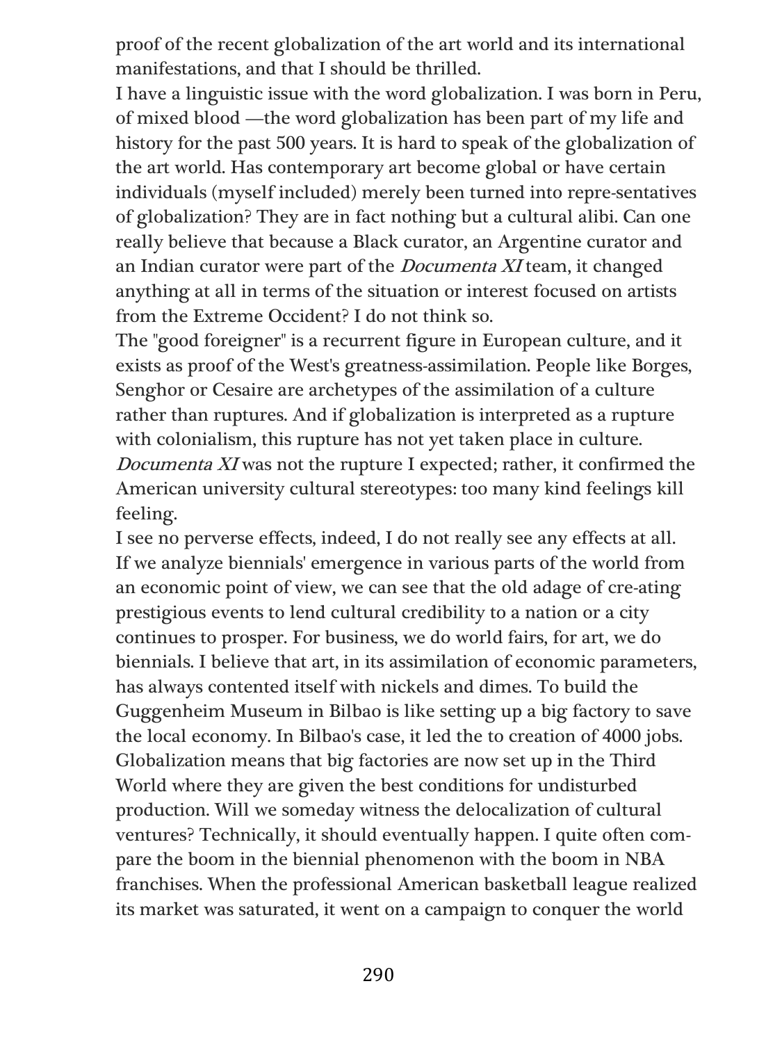proof of the recent globalization of the art world and its international manifestations, and that I should be thrilled.

I have a linguistic issue with the word globalization. I was born in Peru, of mixed blood —the word globalization has been part of my life and history for the past 500 years. It is hard to speak of the globalization of the art world. Has contemporary art become global or have certain individuals (myself included) merely been turned into repre-sentatives of globalization? They are in fact nothing but a cultural alibi. Can one really believe that because a Black curator, an Argentine curator and an Indian curator were part of the *Documenta XI* team, it changed anything at all in terms of the situation or interest focused on artists from the Extreme Occident? I do not think so.

The "good foreigner" is a recurrent figure in European culture, and it exists as proof of the West's greatness-assimilation. People like Borges, Senghor or Cesaire are archetypes of the assimilation of a culture rather than ruptures. And if globalization is interpreted as a rupture with colonialism, this rupture has not yet taken place in culture. *Documenta XI* was not the rupture I expected; rather, it confirmed the American university cultural stereotypes: too many kind feelings kill feeling.

I see no perverse effects, indeed, I do not really see any effects at all. If we analyze biennials' emergence in various parts of the world from an economic point of view, we can see that the old adage of cre-ating prestigious events to lend cultural credibility to a nation or a city continues to prosper. For business, we do world fairs, for art, we do biennials. I believe that art, in its assimilation of economic parameters, has always contented itself with nickels and dimes. To build the Guggenheim Museum in Bilbao is like setting up a big factory to save the local economy. In Bilbao's case, it led the to creation of 4000 jobs. Globalization means that big factories are now set up in the Third World where they are given the best conditions for undisturbed production. Will we someday witness the delocalization of cultural ventures? Technically, it should eventually happen. I quite often com-pare the boom in the biennial phenomenon with the boom in NBA franchises. When the professional American basketball league realized its market was saturated, it went on a campaign to conquer the world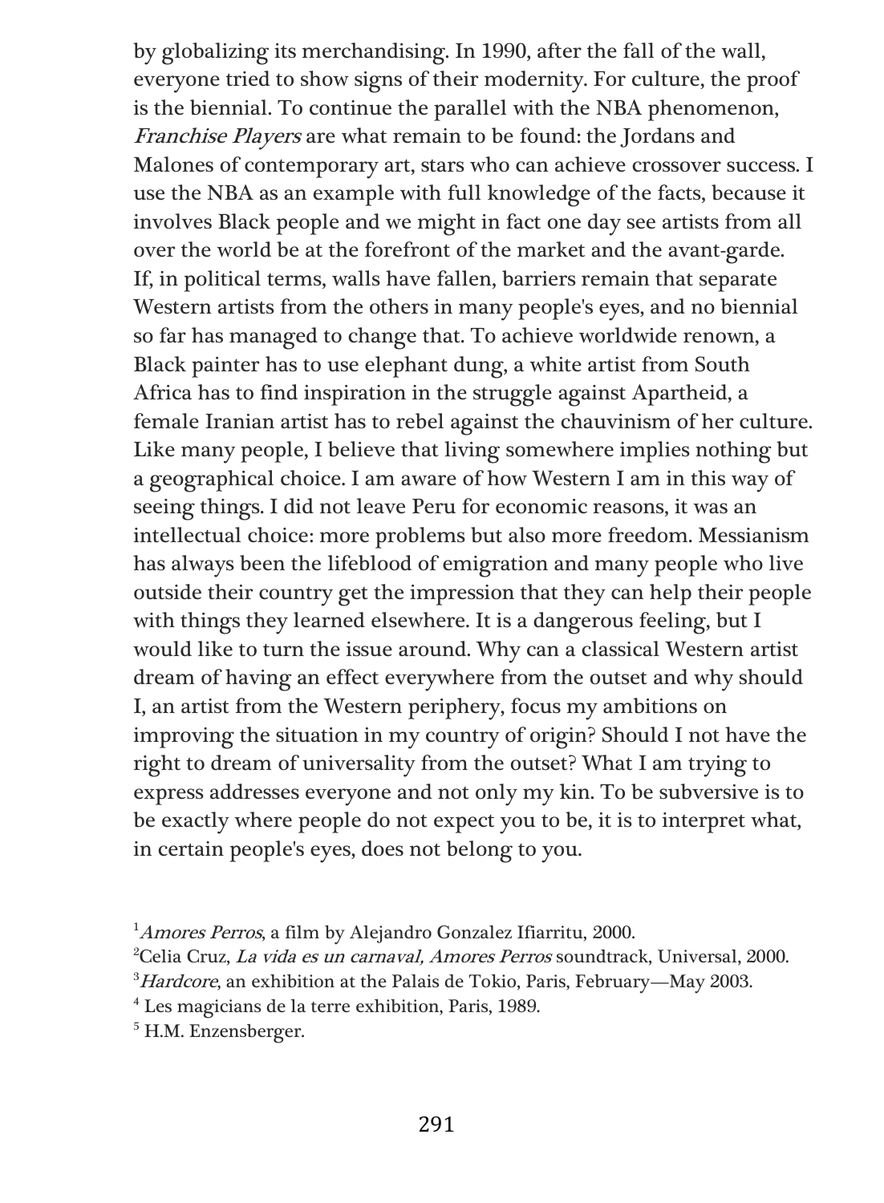by globalizing its merchandising. In 1990, after the fall of the wall, everyone tried to show signs of their modernity. For culture, the proof is the biennial. To continue the parallel with the NBA phenomenon, *Franchise Players* are what remain to be found: the Jordans and Malones of contemporary art, stars who can achieve crossover success. I use the NBA as an example with full knowledge of the facts, because it involves Black people and we might in fact one day see artists from all over the world be at the forefront of the market and the avant-garde. If, in political terms, walls have fallen, barriers remain that separate Western artists from the others in many people's eyes, and no biennial so far has managed to change that. To achieve worldwide renown, a Black painter has to use elephant dung, a white artist from South Africa has to find inspiration in the struggle against Apartheid, a female Iranian artist has to rebel against the chauvinism of her culture. Like many people, I believe that living somewhere implies nothing but a geographical choice. I am aware of how Western I am in this way of seeing things. I did not leave Peru for economic reasons, it was an intellectual choice: more problems but also more freedom. Messianism has always been the lifeblood of emigration and many people who live outside their country get the impression that they can help their people with things they learned elsewhere. It is a dangerous feeling, but I would like to turn the issue around. Why can a classical Western artist dream of having an effect everywhere from the outset and why should I, an artist from the Western periphery, focus my ambitions on improving the situation in my country of origin? Should I not have the right to dream of universality from the outset? What I am trying to express addresses everyone and not only my kin. To be subversive is to be exactly where people do not expect you to be, it is to interpret what, in certain people's eyes, does not belong to you.

[1] *Amores Perros*, a film by Alejandro Gonzalez Ifiarritu, 2000.

[2] Celia Cruz, *La vida es un carnaval, Amores Perros* soundtrack, Universal, 2000.

[3] *Hardcore*, an exhibition at the Palais de Tokio, Paris, February—May 2003.

[4] Les magicians de la terre exhibition, Paris, 1989.

[5] H.M. Enzensberger.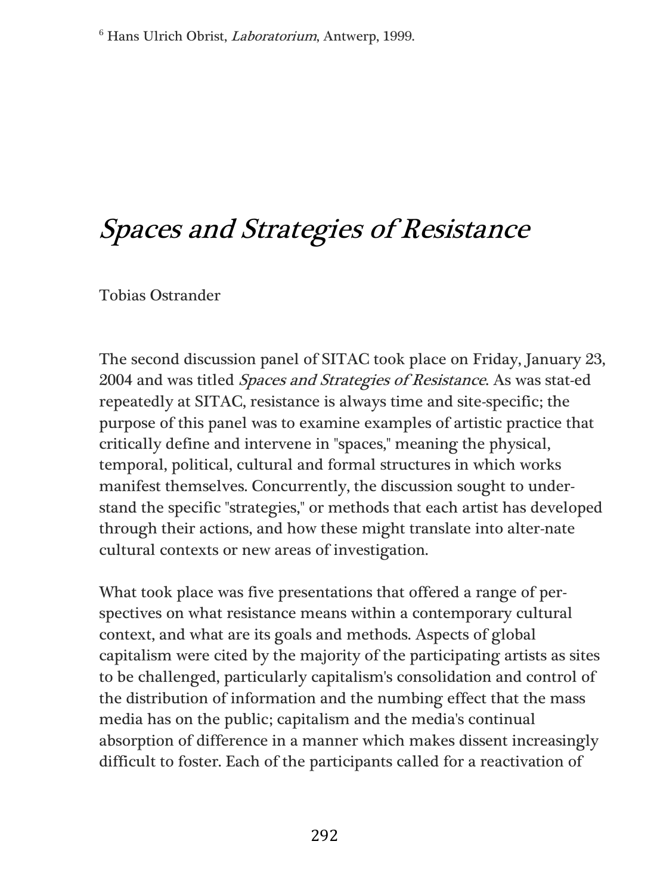[6] Hans Ulrich Obrist, *Laboratorium*, Antwerp, 1999.

# *Spaces and Strategies of Resistance*

Tobias Ostrander

The second discussion panel of SITAC took place on Friday, January 23, 2004 and was titled *Spaces and Strategies of Resistance*. As was stat-ed repeatedly at SITAC, resistance is always time and site-specific; the purpose of this panel was to examine examples of artistic practice that critically define and intervene in "spaces," meaning the physical, temporal, political, cultural and formal structures in which works manifest themselves. Concurrently, the discussion sought to under-stand the specific "strategies," or methods that each artist has developed through their actions, and how these might translate into alter-nate cultural contexts or new areas of investigation.

What took place was five presentations that offered a range of per-spectives on what resistance means within a contemporary cultural context, and what are its goals and methods. Aspects of global capitalism were cited by the majority of the participating artists as sites to be challenged, particularly capitalism's consolidation and control of the distribution of information and the numbing effect that the mass media has on the public; capitalism and the media's continual absorption of difference in a manner which makes dissent increasingly difficult to foster. Each of the participants called for a reactivation of